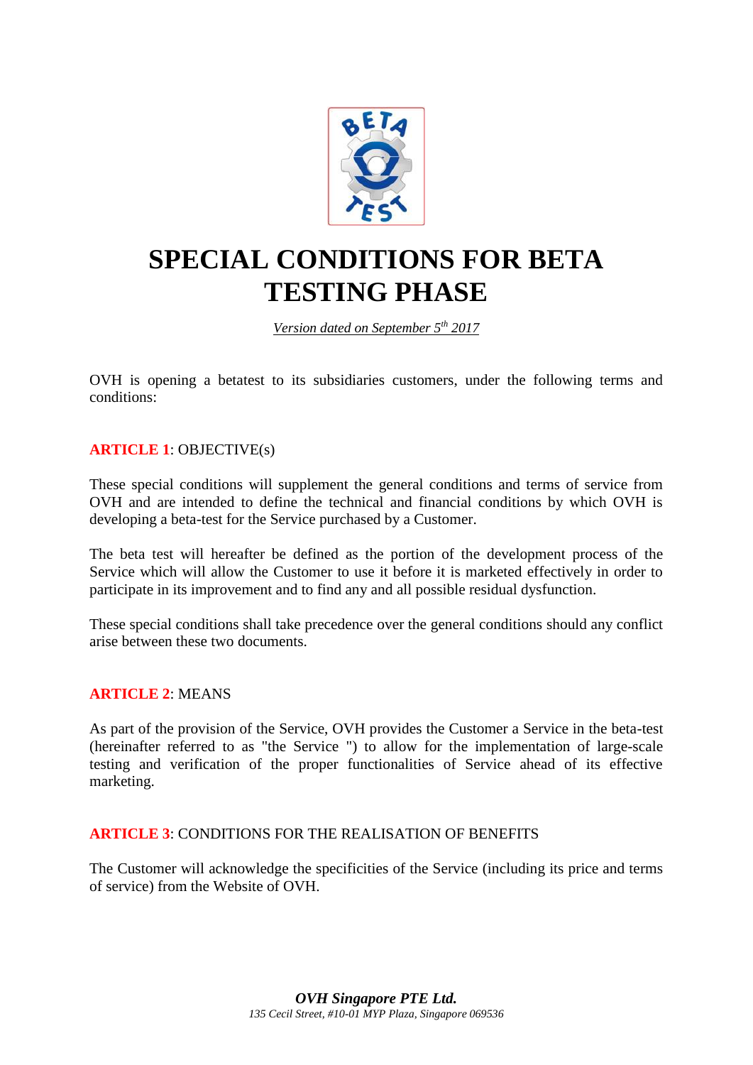# SPECIAL CONDITIONS FOR BETA TESTING PHASE

*Version dated on September 5th 2017*

OVH is opening a betatest to its subsidiaries customers, under the following terms and conditions:

## ARTICLE 1: OBJECTIVE(s)

These special conditions will supplement the general conditions and terms of service from OVH and are intended to define the technical and financial conditions by which OVH is developing a beta-test for the Service purchased by a Customer.

The beta test will hereafter be defined as the portion of the development process of the Service which will allow the Customer to use it before it is marketed effectively in order to participate in its improvement and to find any and all possible residual dysfunction.

These special conditions shall take precedence over the general conditions should any conflict arise between these two documents.

## ARTICLE 2: MEANS

As part of the provision of the Service, OVH provides the Customer a Service in the beta-test (hereinafter referred to as "the Service ") to allow for the implementation of large-scale testing and verification of the proper functionalities of Service ahead of its effective marketing.

## ARTICLE 3: CONDITIONS FOR THE REALISATION OF BENEFITS

The Customer will acknowledge the specificities of the Service (including its price and terms of service) from the Website of OVH.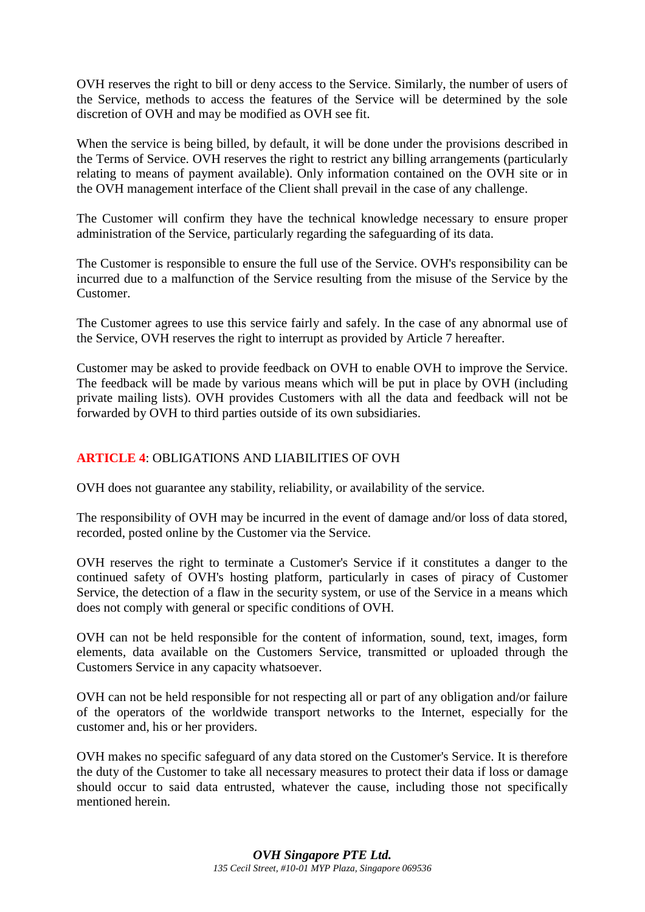OVH reserves the right to bill or deny access to the Service. Similarly, the number of users of the Service, methods to access the features of the Service will be determined by the sole discretion of OVH and may be modified as OVH see fit.

When the service is being billed, by default, it will be done under the provisions described in the Terms of Service. OVH reserves the right to restrict any billing arrangements (particularly relating to means of payment available). Only information contained on the OVH site or in the OVH management interface of the Client shall prevail in the case of any challenge.

The Customer will confirm they have the technical knowledge necessary to ensure proper administration of the Service, particularly regarding the safeguarding of its data.

The Customer is responsible to ensure the full use of the Service. OVH's responsibility can be incurred due to a malfunction of the Service resulting from the misuse of the Service by the Customer.

The Customer agrees to use this service fairly and safely. In the case of any abnormal use of the Service, OVH reserves the right to interrupt as provided by Article 7 hereafter.

Customer may be asked to provide feedback on OVH to enable OVH to improve the Service. The feedback will be made by various means which will be put in place by OVH (including private mailing lists). OVH provides Customers with all the data and feedback will not be forwarded by OVH to third parties outside of its own subsidiaries.

## ARTICLE 4: OBLIGATIONS AND LIABILITIES OF OVH

OVH does not guarantee any stability, reliability, or availability of the service.

The responsibility of OVH may be incurred in the event of damage and/or loss of data stored, recorded, posted online by the Customer via the Service.

OVH reserves the right to terminate a Customer's Service if it constitutes a danger to the continued safety of OVH's hosting platform, particularly in cases of piracy of Customer Service, the detection of a flaw in the security system, or use of the Service in a means which does not comply with general or specific conditions of OVH.

OVH can not be held responsible for the content of information, sound, text, images, form elements, data available on the Customers Service, transmitted or uploaded through the Customers Service in any capacity whatsoever.

OVH can not be held responsible for not respecting all or part of any obligation and/or failure of the operators of the worldwide transport networks to the Internet, especially for the customer and, his or her providers.

OVH makes no specific safeguard of any data stored on the Customer's Service. It is therefore the duty of the Customer to take all necessary measures to protect their data if loss or damage should occur to said data entrusted, whatever the cause, including those not specifically mentioned herein.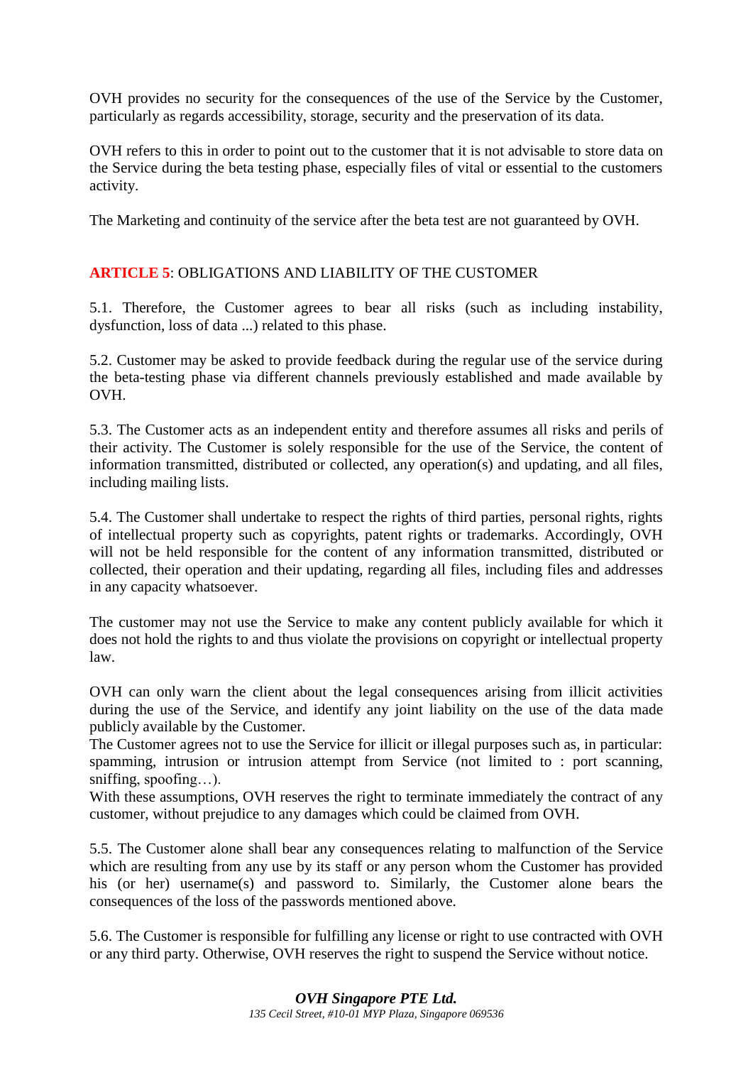OVH provides no security for the consequences of the use of the Service by the Customer, particularly as regards accessibility, storage, security and the preservation of its data.

OVH refers to this in order to point out to the customer that it is not advisable to store data on the Service during the beta testing phase, especially files of vital or essential to the customers activity.

The Marketing and continuity of the service after the beta test are not guaranteed by OVH.

## ARTICLE 5: OBLIGATIONS AND LIABILITY OF THE CUSTOMER

5.1. Therefore, the Customer agrees to bear all risks (such as including instability, dysfunction, loss of data ...) related to this phase.

5.2. Customer may be asked to provide feedback during the regular use of the service during the beta-testing phase via different channels previously established and made available by OVH.

5.3. The Customer acts as an independent entity and therefore assumes all risks and perils of their activity. The Customer is solely responsible for the use of the Service, the content of information transmitted, distributed or collected, any operation(s) and updating, and all files, including mailing lists.

5.4. The Customer shall undertake to respect the rights of third parties, personal rights, rights of intellectual property such as copyrights, patent rights or trademarks. Accordingly, OVH will not be held responsible for the content of any information transmitted, distributed or collected, their operation and their updating, regarding all files, including files and addresses in any capacity whatsoever.

The customer may not use the Service to make any content publicly available for which it does not hold the rights to and thus violate the provisions on copyright or intellectual property law.

OVH can only warn the client about the legal consequences arising from illicit activities during the use of the Service, and identify any joint liability on the use of the data made publicly available by the Customer.
The Customer agrees not to use the Service for illicit or illegal purposes such as, in particular: spamming, intrusion or intrusion attempt from Service (not limited to : port scanning, sniffing, spoofing…).
With these assumptions, OVH reserves the right to terminate immediately the contract of any customer, without prejudice to any damages which could be claimed from OVH.

5.5. The Customer alone shall bear any consequences relating to malfunction of the Service which are resulting from any use by its staff or any person whom the Customer has provided his (or her) username(s) and password to. Similarly, the Customer alone bears the consequences of the loss of the passwords mentioned above.

5.6. The Customer is responsible for fulfilling any license or right to use contracted with OVH or any third party. Otherwise, OVH reserves the right to suspend the Service without notice.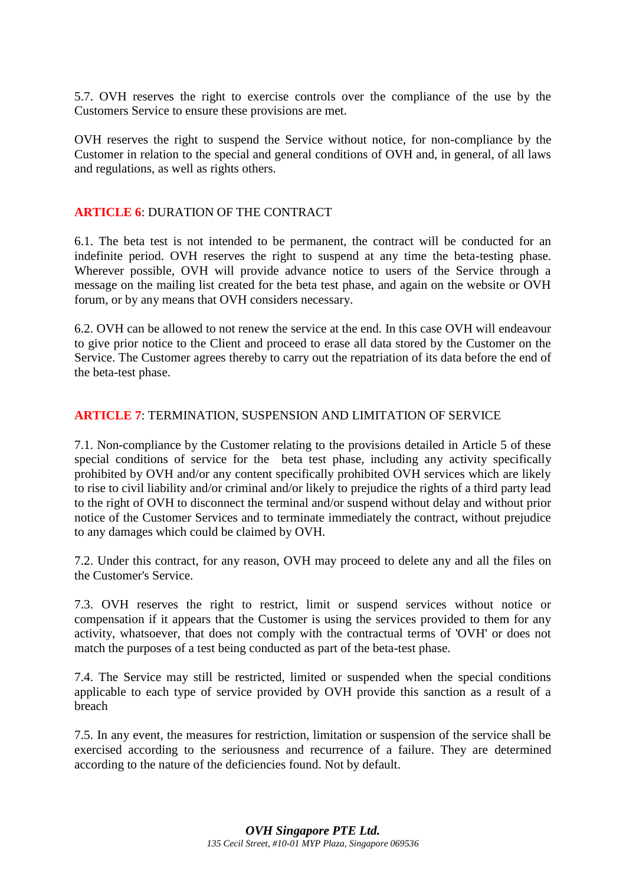5.7. OVH reserves the right to exercise controls over the compliance of the use by the Customers Service to ensure these provisions are met.

OVH reserves the right to suspend the Service without notice, for non-compliance by the Customer in relation to the special and general conditions of OVH and, in general, of all laws and regulations, as well as rights others.

## ARTICLE 6: DURATION OF THE CONTRACT

6.1. The beta test is not intended to be permanent, the contract will be conducted for an indefinite period. OVH reserves the right to suspend at any time the beta-testing phase. Wherever possible, OVH will provide advance notice to users of the Service through a message on the mailing list created for the beta test phase, and again on the website or OVH forum, or by any means that OVH considers necessary.

6.2. OVH can be allowed to not renew the service at the end. In this case OVH will endeavour to give prior notice to the Client and proceed to erase all data stored by the Customer on the Service. The Customer agrees thereby to carry out the repatriation of its data before the end of the beta-test phase.

## ARTICLE 7: TERMINATION, SUSPENSION AND LIMITATION OF SERVICE

7.1. Non-compliance by the Customer relating to the provisions detailed in Article 5 of these special conditions of service for the beta test phase, including any activity specifically prohibited by OVH and/or any content specifically prohibited OVH services which are likely to rise to civil liability and/or criminal and/or likely to prejudice the rights of a third party lead to the right of OVH to disconnect the terminal and/or suspend without delay and without prior notice of the Customer Services and to terminate immediately the contract, without prejudice to any damages which could be claimed by OVH.

7.2. Under this contract, for any reason, OVH may proceed to delete any and all the files on the Customer's Service.

7.3. OVH reserves the right to restrict, limit or suspend services without notice or compensation if it appears that the Customer is using the services provided to them for any activity, whatsoever, that does not comply with the contractual terms of 'OVH' or does not match the purposes of a test being conducted as part of the beta-test phase.

7.4. The Service may still be restricted, limited or suspended when the special conditions applicable to each type of service provided by OVH provide this sanction as a result of a breach

7.5. In any event, the measures for restriction, limitation or suspension of the service shall be exercised according to the seriousness and recurrence of a failure. They are determined according to the nature of the deficiencies found. Not by default.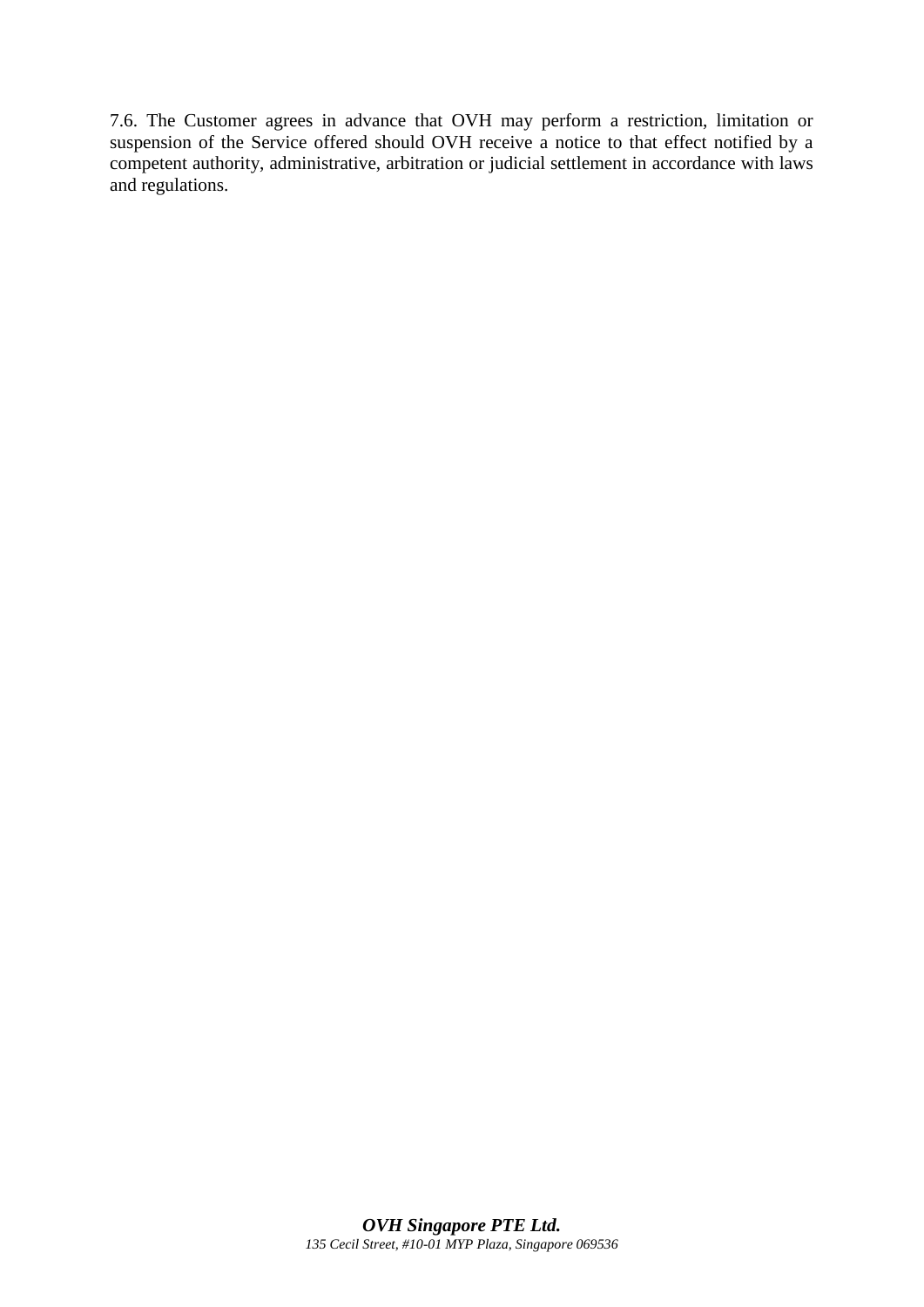7.6. The Customer agrees in advance that OVH may perform a restriction, limitation or suspension of the Service offered should OVH receive a notice to that effect notified by a competent authority, administrative, arbitration or judicial settlement in accordance with laws and regulations.